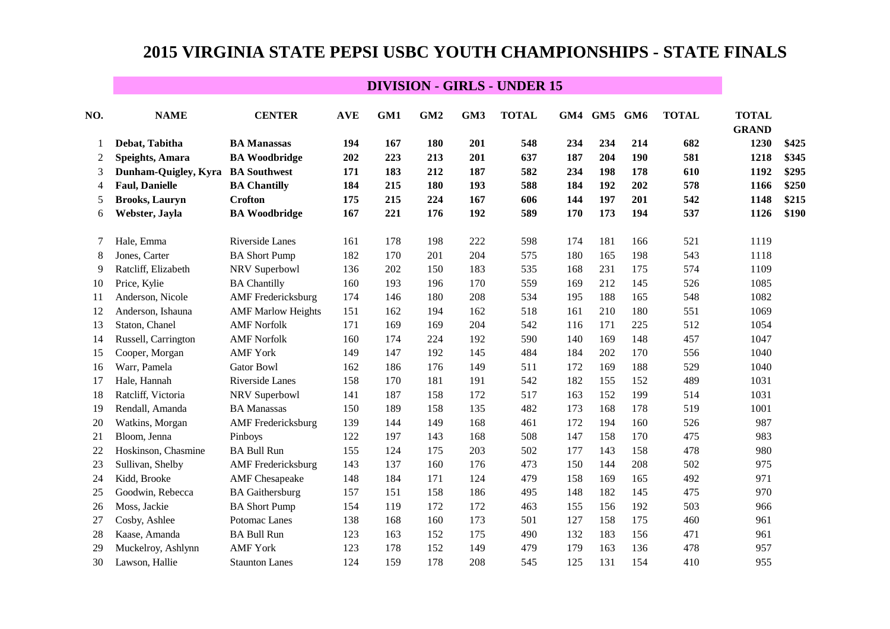# 2015 VIRGINIA STATE PEPSI USBC YOUTH CHAMPIONSHIPS - STATE FINALS

## DIVISION - GIRLS - UNDER 15

| NO. | NAME | CENTER | AVE | GM1 | GM2 | GM3 | TOTAL | GM4 | GM5 | GM6 | TOTAL | TOTAL GRAND | |
|---|---|---|---|---|---|---|---|---|---|---|---|---|---|
| 1 | **Debat, Tabitha** | **BA Manassas** | **194** | **167** | **180** | **201** | **548** | **234** | **234** | **214** | **682** | **1230** | **$425** |
| 2 | **Speights, Amara** | **BA Woodbridge** | **202** | **223** | **213** | **201** | **637** | **187** | **204** | **190** | **581** | **1218** | **$345** |
| 3 | **Dunham-Quigley, Kyra** | **BA Southwest** | **171** | **183** | **212** | **187** | **582** | **234** | **198** | **178** | **610** | **1192** | **$295** |
| 4 | **Faul, Danielle** | **BA Chantilly** | **184** | **215** | **180** | **193** | **588** | **184** | **192** | **202** | **578** | **1166** | **$250** |
| 5 | **Brooks, Lauryn** | **Crofton** | **175** | **215** | **224** | **167** | **606** | **144** | **197** | **201** | **542** | **1148** | **$215** |
| 6 | **Webster, Jayla** | **BA Woodbridge** | **167** | **221** | **176** | **192** | **589** | **170** | **173** | **194** | **537** | **1126** | **$190** |
| 7 | Hale, Emma | Riverside Lanes | 161 | 178 | 198 | 222 | 598 | 174 | 181 | 166 | 521 | 1119 | |
| 8 | Jones, Carter | BA Short Pump | 182 | 170 | 201 | 204 | 575 | 180 | 165 | 198 | 543 | 1118 | |
| 9 | Ratcliff, Elizabeth | NRV Superbowl | 136 | 202 | 150 | 183 | 535 | 168 | 231 | 175 | 574 | 1109 | |
| 10 | Price, Kylie | BA Chantilly | 160 | 193 | 196 | 170 | 559 | 169 | 212 | 145 | 526 | 1085 | |
| 11 | Anderson, Nicole | AMF Fredericksburg | 174 | 146 | 180 | 208 | 534 | 195 | 188 | 165 | 548 | 1082 | |
| 12 | Anderson, Ishauna | AMF Marlow Heights | 151 | 162 | 194 | 162 | 518 | 161 | 210 | 180 | 551 | 1069 | |
| 13 | Staton, Chanel | AMF Norfolk | 171 | 169 | 169 | 204 | 542 | 116 | 171 | 225 | 512 | 1054 | |
| 14 | Russell, Carrington | AMF Norfolk | 160 | 174 | 224 | 192 | 590 | 140 | 169 | 148 | 457 | 1047 | |
| 15 | Cooper, Morgan | AMF York | 149 | 147 | 192 | 145 | 484 | 184 | 202 | 170 | 556 | 1040 | |
| 16 | Warr, Pamela | Gator Bowl | 162 | 186 | 176 | 149 | 511 | 172 | 169 | 188 | 529 | 1040 | |
| 17 | Hale, Hannah | Riverside Lanes | 158 | 170 | 181 | 191 | 542 | 182 | 155 | 152 | 489 | 1031 | |
| 18 | Ratcliff, Victoria | NRV Superbowl | 141 | 187 | 158 | 172 | 517 | 163 | 152 | 199 | 514 | 1031 | |
| 19 | Rendall, Amanda | BA Manassas | 150 | 189 | 158 | 135 | 482 | 173 | 168 | 178 | 519 | 1001 | |
| 20 | Watkins, Morgan | AMF Fredericksburg | 139 | 144 | 149 | 168 | 461 | 172 | 194 | 160 | 526 | 987 | |
| 21 | Bloom, Jenna | Pinboys | 122 | 197 | 143 | 168 | 508 | 147 | 158 | 170 | 475 | 983 | |
| 22 | Hoskinson, Chasmine | BA Bull Run | 155 | 124 | 175 | 203 | 502 | 177 | 143 | 158 | 478 | 980 | |
| 23 | Sullivan, Shelby | AMF Fredericksburg | 143 | 137 | 160 | 176 | 473 | 150 | 144 | 208 | 502 | 975 | |
| 24 | Kidd, Brooke | AMF Chesapeake | 148 | 184 | 171 | 124 | 479 | 158 | 169 | 165 | 492 | 971 | |
| 25 | Goodwin, Rebecca | BA Gaithersburg | 157 | 151 | 158 | 186 | 495 | 148 | 182 | 145 | 475 | 970 | |
| 26 | Moss, Jackie | BA Short Pump | 154 | 119 | 172 | 172 | 463 | 155 | 156 | 192 | 503 | 966 | |
| 27 | Cosby, Ashlee | Potomac Lanes | 138 | 168 | 160 | 173 | 501 | 127 | 158 | 175 | 460 | 961 | |
| 28 | Kaase, Amanda | BA Bull Run | 123 | 163 | 152 | 175 | 490 | 132 | 183 | 156 | 471 | 961 | |
| 29 | Muckelroy, Ashlynn | AMF York | 123 | 178 | 152 | 149 | 479 | 179 | 163 | 136 | 478 | 957 | |
| 30 | Lawson, Hallie | Staunton Lanes | 124 | 159 | 178 | 208 | 545 | 125 | 131 | 154 | 410 | 955 | |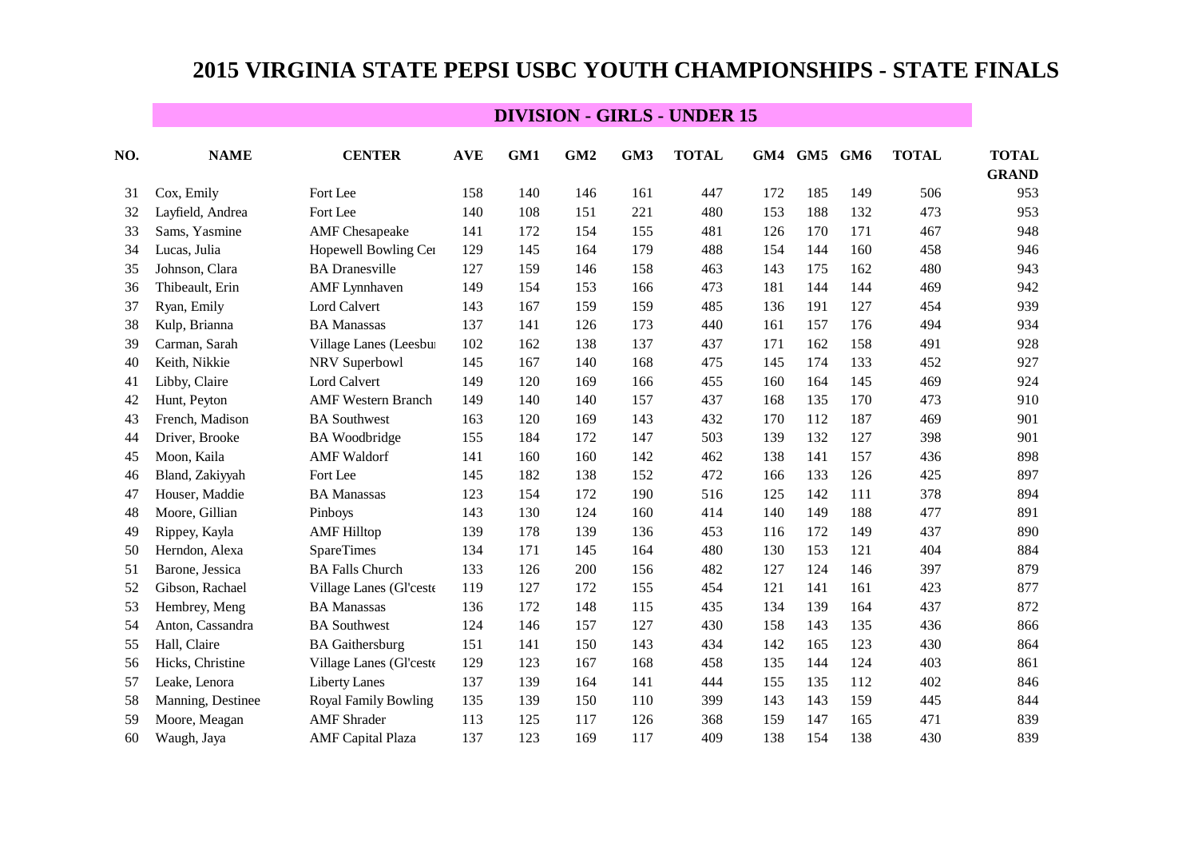# 2015 VIRGINIA STATE PEPSI USBC YOUTH CHAMPIONSHIPS - STATE FINALS

## DIVISION - GIRLS - UNDER 15

| NO. | NAME | CENTER | AVE | GM1 | GM2 | GM3 | TOTAL | GM4 | GM5 | GM6 | TOTAL | TOTAL GRAND |
|---|---|---|---|---|---|---|---|---|---|---|---|---|
| 31 | Cox, Emily | Fort Lee | 158 | 140 | 146 | 161 | 447 | 172 | 185 | 149 | 506 | 953 |
| 32 | Layfield, Andrea | Fort Lee | 140 | 108 | 151 | 221 | 480 | 153 | 188 | 132 | 473 | 953 |
| 33 | Sams, Yasmine | AMF Chesapeake | 141 | 172 | 154 | 155 | 481 | 126 | 170 | 171 | 467 | 948 |
| 34 | Lucas, Julia | Hopewell Bowling Cer | 129 | 145 | 164 | 179 | 488 | 154 | 144 | 160 | 458 | 946 |
| 35 | Johnson, Clara | BA Dranesville | 127 | 159 | 146 | 158 | 463 | 143 | 175 | 162 | 480 | 943 |
| 36 | Thibeault, Erin | AMF Lynnhaven | 149 | 154 | 153 | 166 | 473 | 181 | 144 | 144 | 469 | 942 |
| 37 | Ryan, Emily | Lord Calvert | 143 | 167 | 159 | 159 | 485 | 136 | 191 | 127 | 454 | 939 |
| 38 | Kulp, Brianna | BA Manassas | 137 | 141 | 126 | 173 | 440 | 161 | 157 | 176 | 494 | 934 |
| 39 | Carman, Sarah | Village Lanes (Leesbu | 102 | 162 | 138 | 137 | 437 | 171 | 162 | 158 | 491 | 928 |
| 40 | Keith, Nikkie | NRV Superbowl | 145 | 167 | 140 | 168 | 475 | 145 | 174 | 133 | 452 | 927 |
| 41 | Libby, Claire | Lord Calvert | 149 | 120 | 169 | 166 | 455 | 160 | 164 | 145 | 469 | 924 |
| 42 | Hunt, Peyton | AMF Western Branch | 149 | 140 | 140 | 157 | 437 | 168 | 135 | 170 | 473 | 910 |
| 43 | French, Madison | BA Southwest | 163 | 120 | 169 | 143 | 432 | 170 | 112 | 187 | 469 | 901 |
| 44 | Driver, Brooke | BA Woodbridge | 155 | 184 | 172 | 147 | 503 | 139 | 132 | 127 | 398 | 901 |
| 45 | Moon, Kaila | AMF Waldorf | 141 | 160 | 160 | 142 | 462 | 138 | 141 | 157 | 436 | 898 |
| 46 | Bland, Zakiyyah | Fort Lee | 145 | 182 | 138 | 152 | 472 | 166 | 133 | 126 | 425 | 897 |
| 47 | Houser, Maddie | BA Manassas | 123 | 154 | 172 | 190 | 516 | 125 | 142 | 111 | 378 | 894 |
| 48 | Moore, Gillian | Pinboys | 143 | 130 | 124 | 160 | 414 | 140 | 149 | 188 | 477 | 891 |
| 49 | Rippey, Kayla | AMF Hilltop | 139 | 178 | 139 | 136 | 453 | 116 | 172 | 149 | 437 | 890 |
| 50 | Herndon, Alexa | SpareTimes | 134 | 171 | 145 | 164 | 480 | 130 | 153 | 121 | 404 | 884 |
| 51 | Barone, Jessica | BA Falls Church | 133 | 126 | 200 | 156 | 482 | 127 | 124 | 146 | 397 | 879 |
| 52 | Gibson, Rachael | Village Lanes (Gl'ceste | 119 | 127 | 172 | 155 | 454 | 121 | 141 | 161 | 423 | 877 |
| 53 | Hembrey, Meng | BA Manassas | 136 | 172 | 148 | 115 | 435 | 134 | 139 | 164 | 437 | 872 |
| 54 | Anton, Cassandra | BA Southwest | 124 | 146 | 157 | 127 | 430 | 158 | 143 | 135 | 436 | 866 |
| 55 | Hall, Claire | BA Gaithersburg | 151 | 141 | 150 | 143 | 434 | 142 | 165 | 123 | 430 | 864 |
| 56 | Hicks, Christine | Village Lanes (Gl'ceste | 129 | 123 | 167 | 168 | 458 | 135 | 144 | 124 | 403 | 861 |
| 57 | Leake, Lenora | Liberty Lanes | 137 | 139 | 164 | 141 | 444 | 155 | 135 | 112 | 402 | 846 |
| 58 | Manning, Destinee | Royal Family Bowling | 135 | 139 | 150 | 110 | 399 | 143 | 143 | 159 | 445 | 844 |
| 59 | Moore, Meagan | AMF Shrader | 113 | 125 | 117 | 126 | 368 | 159 | 147 | 165 | 471 | 839 |
| 60 | Waugh, Jaya | AMF Capital Plaza | 137 | 123 | 169 | 117 | 409 | 138 | 154 | 138 | 430 | 839 |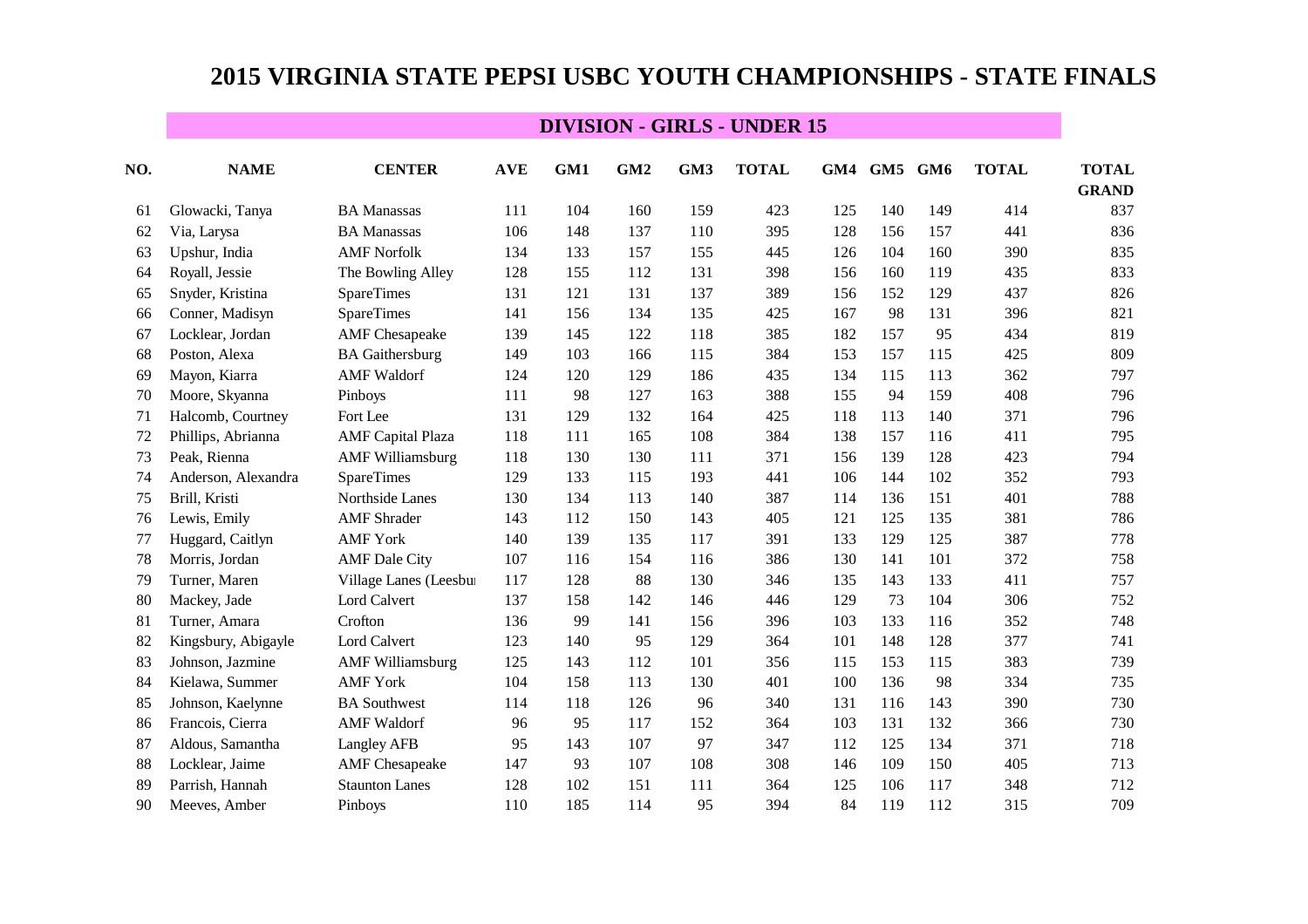# 2015 VIRGINIA STATE PEPSI USBC YOUTH CHAMPIONSHIPS - STATE FINALS

## DIVISION - GIRLS - UNDER 15

| NO. | NAME | CENTER | AVE | GM1 | GM2 | GM3 | TOTAL | GM4 | GM5 | GM6 | TOTAL | TOTAL GRAND |
|---|---|---|---|---|---|---|---|---|---|---|---|---|
| 61 | Glowacki, Tanya | BA Manassas | 111 | 104 | 160 | 159 | 423 | 125 | 140 | 149 | 414 | 837 |
| 62 | Via, Larysa | BA Manassas | 106 | 148 | 137 | 110 | 395 | 128 | 156 | 157 | 441 | 836 |
| 63 | Upshur, India | AMF Norfolk | 134 | 133 | 157 | 155 | 445 | 126 | 104 | 160 | 390 | 835 |
| 64 | Royall, Jessie | The Bowling Alley | 128 | 155 | 112 | 131 | 398 | 156 | 160 | 119 | 435 | 833 |
| 65 | Snyder, Kristina | SpareTimes | 131 | 121 | 131 | 137 | 389 | 156 | 152 | 129 | 437 | 826 |
| 66 | Conner, Madisyn | SpareTimes | 141 | 156 | 134 | 135 | 425 | 167 | 98 | 131 | 396 | 821 |
| 67 | Locklear, Jordan | AMF Chesapeake | 139 | 145 | 122 | 118 | 385 | 182 | 157 | 95 | 434 | 819 |
| 68 | Poston, Alexa | BA Gaithersburg | 149 | 103 | 166 | 115 | 384 | 153 | 157 | 115 | 425 | 809 |
| 69 | Mayon, Kiarra | AMF Waldorf | 124 | 120 | 129 | 186 | 435 | 134 | 115 | 113 | 362 | 797 |
| 70 | Moore, Skyanna | Pinboys | 111 | 98 | 127 | 163 | 388 | 155 | 94 | 159 | 408 | 796 |
| 71 | Halcomb, Courtney | Fort Lee | 131 | 129 | 132 | 164 | 425 | 118 | 113 | 140 | 371 | 796 |
| 72 | Phillips, Abrianna | AMF Capital Plaza | 118 | 111 | 165 | 108 | 384 | 138 | 157 | 116 | 411 | 795 |
| 73 | Peak, Rienna | AMF Williamsburg | 118 | 130 | 130 | 111 | 371 | 156 | 139 | 128 | 423 | 794 |
| 74 | Anderson, Alexandra | SpareTimes | 129 | 133 | 115 | 193 | 441 | 106 | 144 | 102 | 352 | 793 |
| 75 | Brill, Kristi | Northside Lanes | 130 | 134 | 113 | 140 | 387 | 114 | 136 | 151 | 401 | 788 |
| 76 | Lewis, Emily | AMF Shrader | 143 | 112 | 150 | 143 | 405 | 121 | 125 | 135 | 381 | 786 |
| 77 | Huggard, Caitlyn | AMF York | 140 | 139 | 135 | 117 | 391 | 133 | 129 | 125 | 387 | 778 |
| 78 | Morris, Jordan | AMF Dale City | 107 | 116 | 154 | 116 | 386 | 130 | 141 | 101 | 372 | 758 |
| 79 | Turner, Maren | Village Lanes (Leesbu | 117 | 128 | 88 | 130 | 346 | 135 | 143 | 133 | 411 | 757 |
| 80 | Mackey, Jade | Lord Calvert | 137 | 158 | 142 | 146 | 446 | 129 | 73 | 104 | 306 | 752 |
| 81 | Turner, Amara | Crofton | 136 | 99 | 141 | 156 | 396 | 103 | 133 | 116 | 352 | 748 |
| 82 | Kingsbury, Abigayle | Lord Calvert | 123 | 140 | 95 | 129 | 364 | 101 | 148 | 128 | 377 | 741 |
| 83 | Johnson, Jazmine | AMF Williamsburg | 125 | 143 | 112 | 101 | 356 | 115 | 153 | 115 | 383 | 739 |
| 84 | Kielawa, Summer | AMF York | 104 | 158 | 113 | 130 | 401 | 100 | 136 | 98 | 334 | 735 |
| 85 | Johnson, Kaelynne | BA Southwest | 114 | 118 | 126 | 96 | 340 | 131 | 116 | 143 | 390 | 730 |
| 86 | Francois, Cierra | AMF Waldorf | 96 | 95 | 117 | 152 | 364 | 103 | 131 | 132 | 366 | 730 |
| 87 | Aldous, Samantha | Langley AFB | 95 | 143 | 107 | 97 | 347 | 112 | 125 | 134 | 371 | 718 |
| 88 | Locklear, Jaime | AMF Chesapeake | 147 | 93 | 107 | 108 | 308 | 146 | 109 | 150 | 405 | 713 |
| 89 | Parrish, Hannah | Staunton Lanes | 128 | 102 | 151 | 111 | 364 | 125 | 106 | 117 | 348 | 712 |
| 90 | Meeves, Amber | Pinboys | 110 | 185 | 114 | 95 | 394 | 84 | 119 | 112 | 315 | 709 |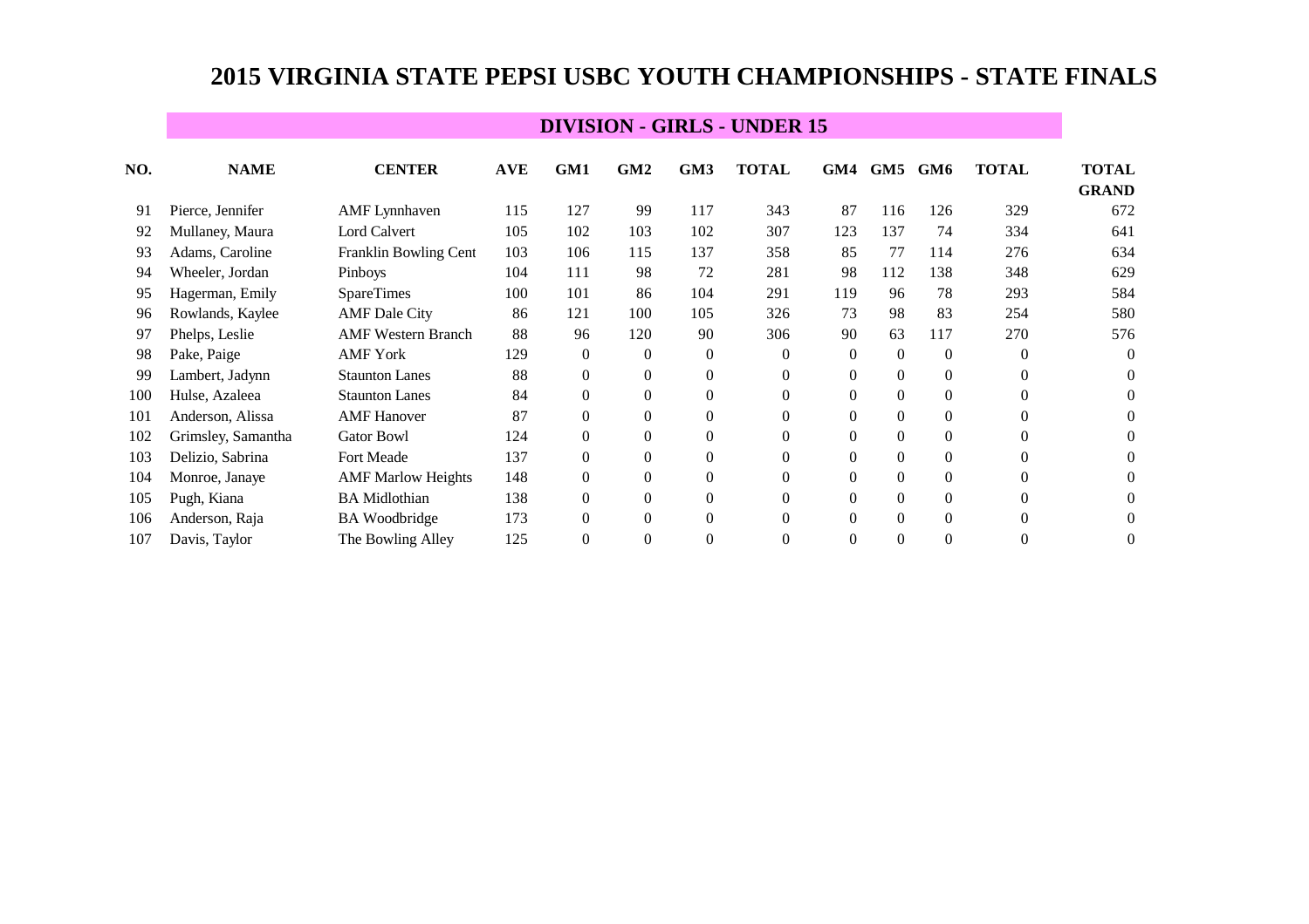# 2015 VIRGINIA STATE PEPSI USBC YOUTH CHAMPIONSHIPS - STATE FINALS

## DIVISION - GIRLS - UNDER 15

| NO. | NAME | CENTER | AVE | GM1 | GM2 | GM3 | TOTAL | GM4 | GM5 | GM6 | TOTAL | TOTAL GRAND |
|---|---|---|---|---|---|---|---|---|---|---|---|---|
| 91 | Pierce, Jennifer | AMF Lynnhaven | 115 | 127 | 99 | 117 | 343 | 87 | 116 | 126 | 329 | 672 |
| 92 | Mullaney, Maura | Lord Calvert | 105 | 102 | 103 | 102 | 307 | 123 | 137 | 74 | 334 | 641 |
| 93 | Adams, Caroline | Franklin Bowling Cent | 103 | 106 | 115 | 137 | 358 | 85 | 77 | 114 | 276 | 634 |
| 94 | Wheeler, Jordan | Pinboys | 104 | 111 | 98 | 72 | 281 | 98 | 112 | 138 | 348 | 629 |
| 95 | Hagerman, Emily | SpareTimes | 100 | 101 | 86 | 104 | 291 | 119 | 96 | 78 | 293 | 584 |
| 96 | Rowlands, Kaylee | AMF Dale City | 86 | 121 | 100 | 105 | 326 | 73 | 98 | 83 | 254 | 580 |
| 97 | Phelps, Leslie | AMF Western Branch | 88 | 96 | 120 | 90 | 306 | 90 | 63 | 117 | 270 | 576 |
| 98 | Pake, Paige | AMF York | 129 | 0 | 0 | 0 | 0 | 0 | 0 | 0 | 0 | 0 |
| 99 | Lambert, Jadynn | Staunton Lanes | 88 | 0 | 0 | 0 | 0 | 0 | 0 | 0 | 0 | 0 |
| 100 | Hulse, Azaleea | Staunton Lanes | 84 | 0 | 0 | 0 | 0 | 0 | 0 | 0 | 0 | 0 |
| 101 | Anderson, Alissa | AMF Hanover | 87 | 0 | 0 | 0 | 0 | 0 | 0 | 0 | 0 | 0 |
| 102 | Grimsley, Samantha | Gator Bowl | 124 | 0 | 0 | 0 | 0 | 0 | 0 | 0 | 0 | 0 |
| 103 | Delizio, Sabrina | Fort Meade | 137 | 0 | 0 | 0 | 0 | 0 | 0 | 0 | 0 | 0 |
| 104 | Monroe, Janaye | AMF Marlow Heights | 148 | 0 | 0 | 0 | 0 | 0 | 0 | 0 | 0 | 0 |
| 105 | Pugh, Kiana | BA Midlothian | 138 | 0 | 0 | 0 | 0 | 0 | 0 | 0 | 0 | 0 |
| 106 | Anderson, Raja | BA Woodbridge | 173 | 0 | 0 | 0 | 0 | 0 | 0 | 0 | 0 | 0 |
| 107 | Davis, Taylor | The Bowling Alley | 125 | 0 | 0 | 0 | 0 | 0 | 0 | 0 | 0 | 0 |